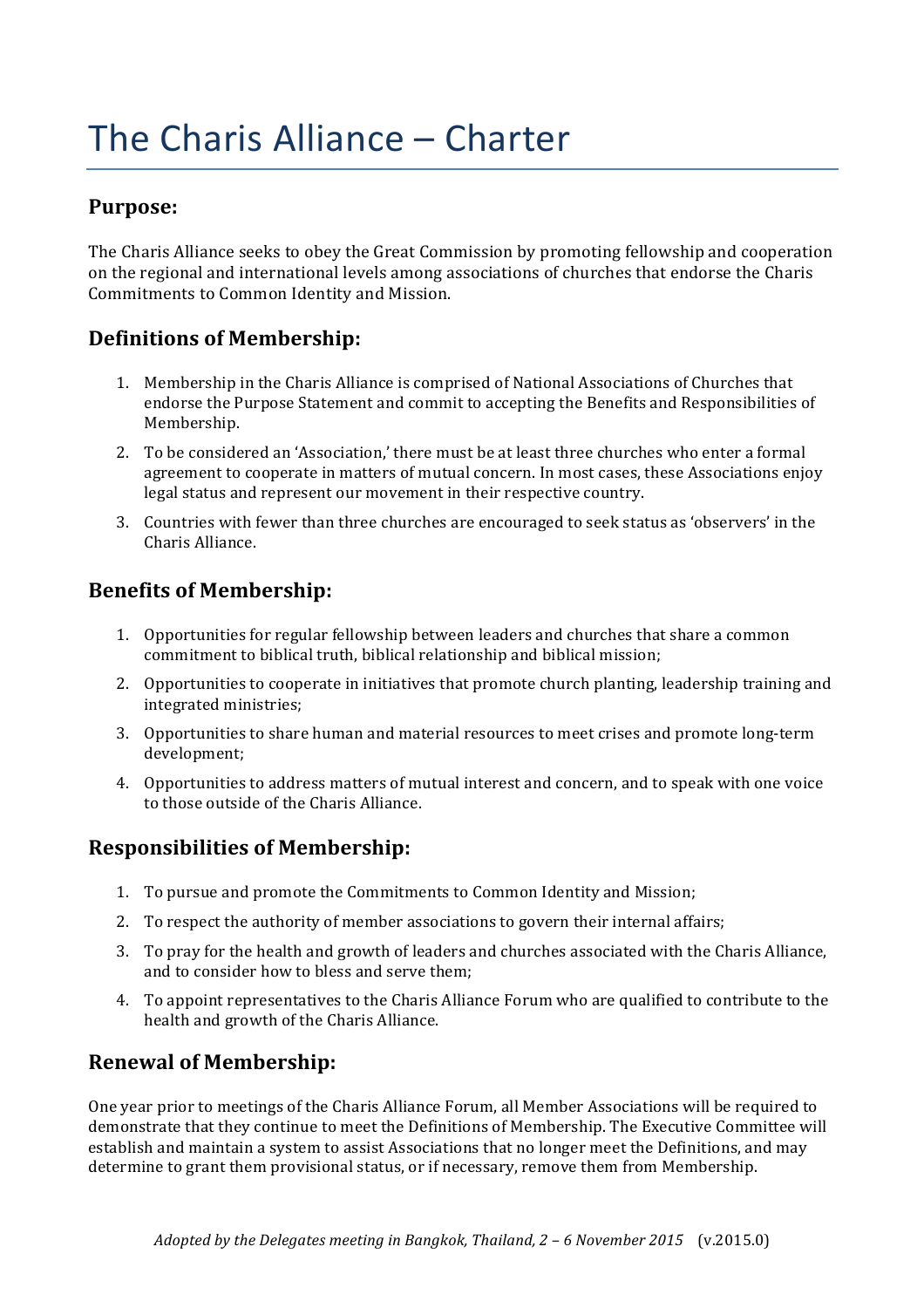# The Charis Alliance – Charter

## Purpose:

The Charis Alliance seeks to obey the Great Commission by promoting fellowship and cooperation on the regional and international levels among associations of churches that endorse the Charis Commitments to Common Identity and Mission.

## Definitions of Membership:

1. Membership in the Charis Alliance is comprised of National Associations of Churches that endorse the Purpose Statement and commit to accepting the Benefits and Responsibilities of Membership.
2. To be considered an 'Association,' there must be at least three churches who enter a formal agreement to cooperate in matters of mutual concern. In most cases, these Associations enjoy legal status and represent our movement in their respective country.
3. Countries with fewer than three churches are encouraged to seek status as 'observers' in the Charis Alliance.

## Benefits of Membership:

1. Opportunities for regular fellowship between leaders and churches that share a common commitment to biblical truth, biblical relationship and biblical mission;
2. Opportunities to cooperate in initiatives that promote church planting, leadership training and integrated ministries;
3. Opportunities to share human and material resources to meet crises and promote long-term development;
4. Opportunities to address matters of mutual interest and concern, and to speak with one voice to those outside of the Charis Alliance.

## Responsibilities of Membership:

1. To pursue and promote the Commitments to Common Identity and Mission;
2. To respect the authority of member associations to govern their internal affairs;
3. To pray for the health and growth of leaders and churches associated with the Charis Alliance, and to consider how to bless and serve them;
4. To appoint representatives to the Charis Alliance Forum who are qualified to contribute to the health and growth of the Charis Alliance.

## Renewal of Membership:

One year prior to meetings of the Charis Alliance Forum, all Member Associations will be required to demonstrate that they continue to meet the Definitions of Membership. The Executive Committee will establish and maintain a system to assist Associations that no longer meet the Definitions, and may determine to grant them provisional status, or if necessary, remove them from Membership.

*Adopted by the Delegates meeting in Bangkok, Thailand, 2 – 6 November 2015* (v.2015.0)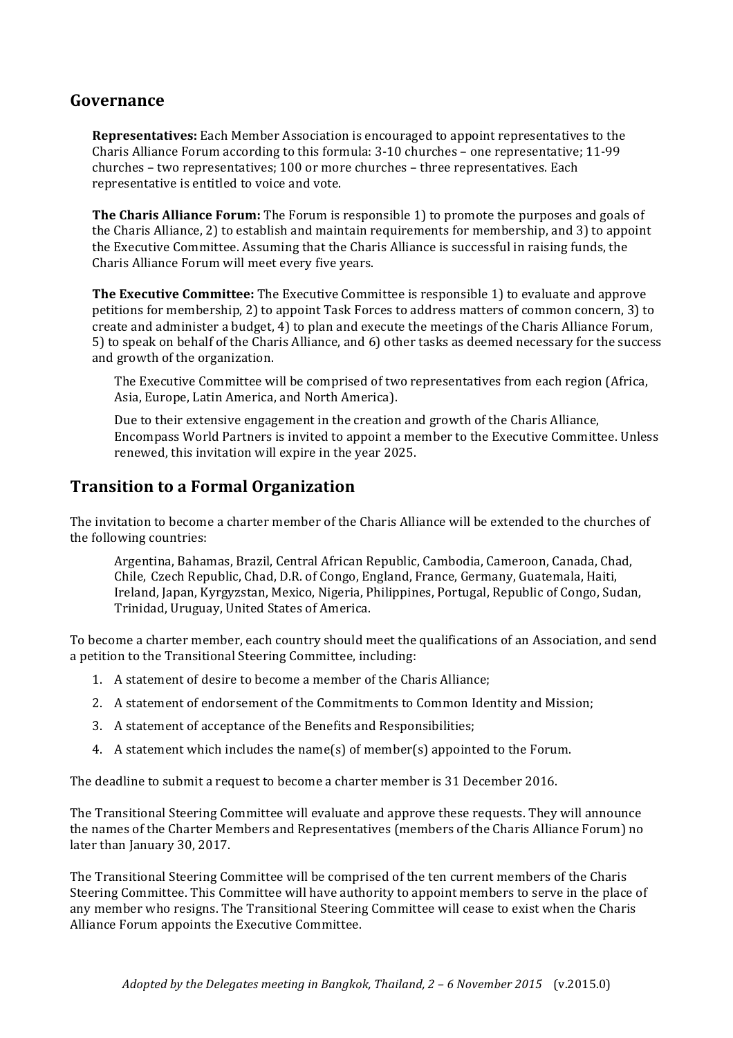## Governance

**Representatives:** Each Member Association is encouraged to appoint representatives to the Charis Alliance Forum according to this formula: 3-10 churches – one representative; 11-99 churches – two representatives; 100 or more churches – three representatives. Each representative is entitled to voice and vote.

**The Charis Alliance Forum:** The Forum is responsible 1) to promote the purposes and goals of the Charis Alliance, 2) to establish and maintain requirements for membership, and 3) to appoint the Executive Committee. Assuming that the Charis Alliance is successful in raising funds, the Charis Alliance Forum will meet every five years.

**The Executive Committee:** The Executive Committee is responsible 1) to evaluate and approve petitions for membership, 2) to appoint Task Forces to address matters of common concern, 3) to create and administer a budget, 4) to plan and execute the meetings of the Charis Alliance Forum, 5) to speak on behalf of the Charis Alliance, and 6) other tasks as deemed necessary for the success and growth of the organization.

The Executive Committee will be comprised of two representatives from each region (Africa, Asia, Europe, Latin America, and North America).

Due to their extensive engagement in the creation and growth of the Charis Alliance, Encompass World Partners is invited to appoint a member to the Executive Committee. Unless renewed, this invitation will expire in the year 2025.

## Transition to a Formal Organization

The invitation to become a charter member of the Charis Alliance will be extended to the churches of the following countries:

Argentina, Bahamas, Brazil, Central African Republic, Cambodia, Cameroon, Canada, Chad, Chile, Czech Republic, Chad, D.R. of Congo, England, France, Germany, Guatemala, Haiti, Ireland, Japan, Kyrgyzstan, Mexico, Nigeria, Philippines, Portugal, Republic of Congo, Sudan, Trinidad, Uruguay, United States of America.

To become a charter member, each country should meet the qualifications of an Association, and send a petition to the Transitional Steering Committee, including:

1. A statement of desire to become a member of the Charis Alliance;
2. A statement of endorsement of the Commitments to Common Identity and Mission;
3. A statement of acceptance of the Benefits and Responsibilities;
4. A statement which includes the name(s) of member(s) appointed to the Forum.

The deadline to submit a request to become a charter member is 31 December 2016.

The Transitional Steering Committee will evaluate and approve these requests. They will announce the names of the Charter Members and Representatives (members of the Charis Alliance Forum) no later than January 30, 2017.

The Transitional Steering Committee will be comprised of the ten current members of the Charis Steering Committee. This Committee will have authority to appoint members to serve in the place of any member who resigns. The Transitional Steering Committee will cease to exist when the Charis Alliance Forum appoints the Executive Committee.

*Adopted by the Delegates meeting in Bangkok, Thailand, 2 – 6 November 2015* (v.2015.0)